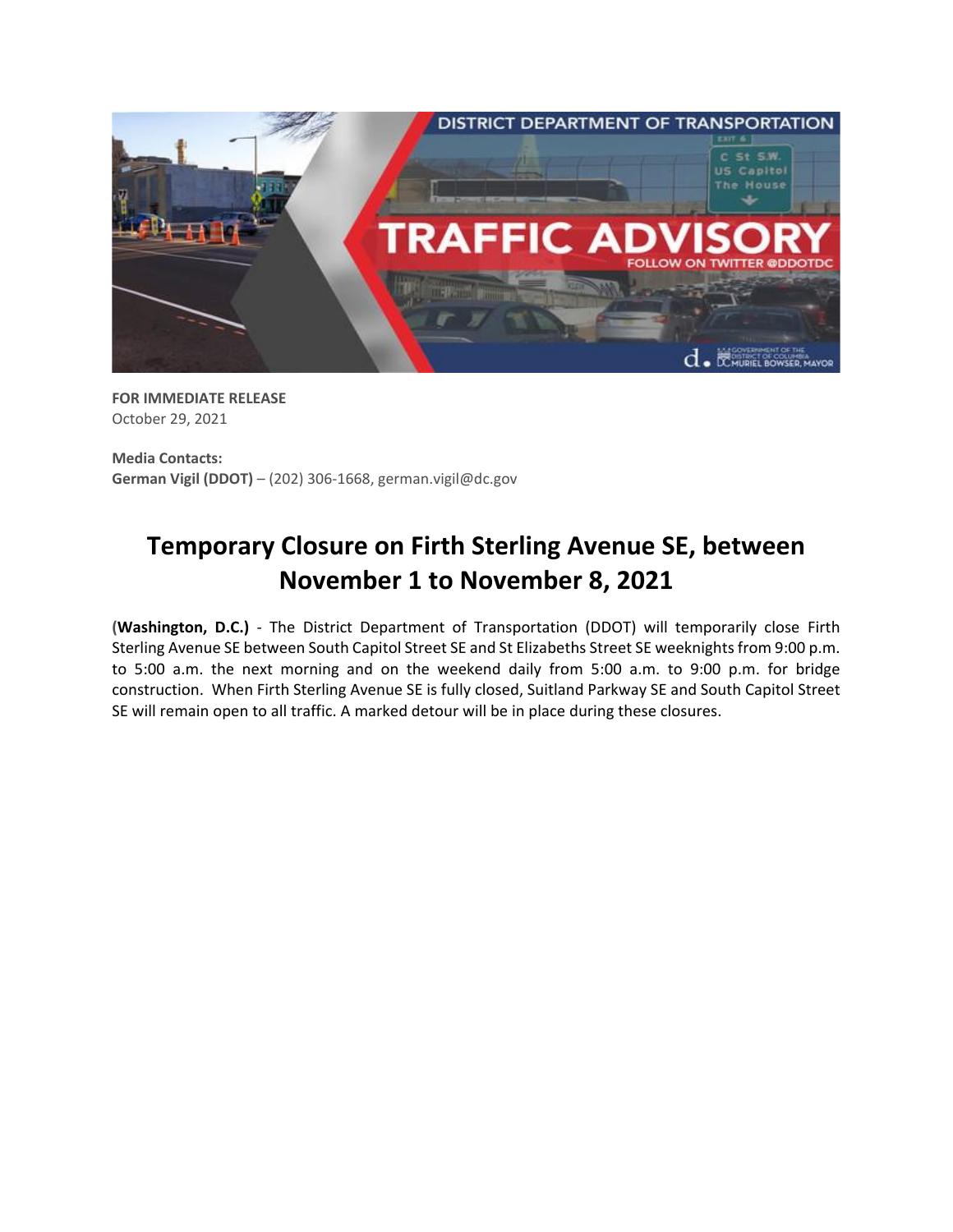**FOR IMMEDIATE RELEASE**
October 29, 2021

**Media Contacts:**
**German Vigil (DDOT)** – (202) 306-1668, german.vigil@dc.gov

# Temporary Closure on Firth Sterling Avenue SE, between November 1 to November 8, 2021

(**Washington, D.C.)** - The District Department of Transportation (DDOT) will temporarily close Firth Sterling Avenue SE between South Capitol Street SE and St Elizabeths Street SE weeknights from 9:00 p.m. to 5:00 a.m. the next morning and on the weekend daily from 5:00 a.m. to 9:00 p.m. for bridge construction. When Firth Sterling Avenue SE is fully closed, Suitland Parkway SE and South Capitol Street SE will remain open to all traffic. A marked detour will be in place during these closures.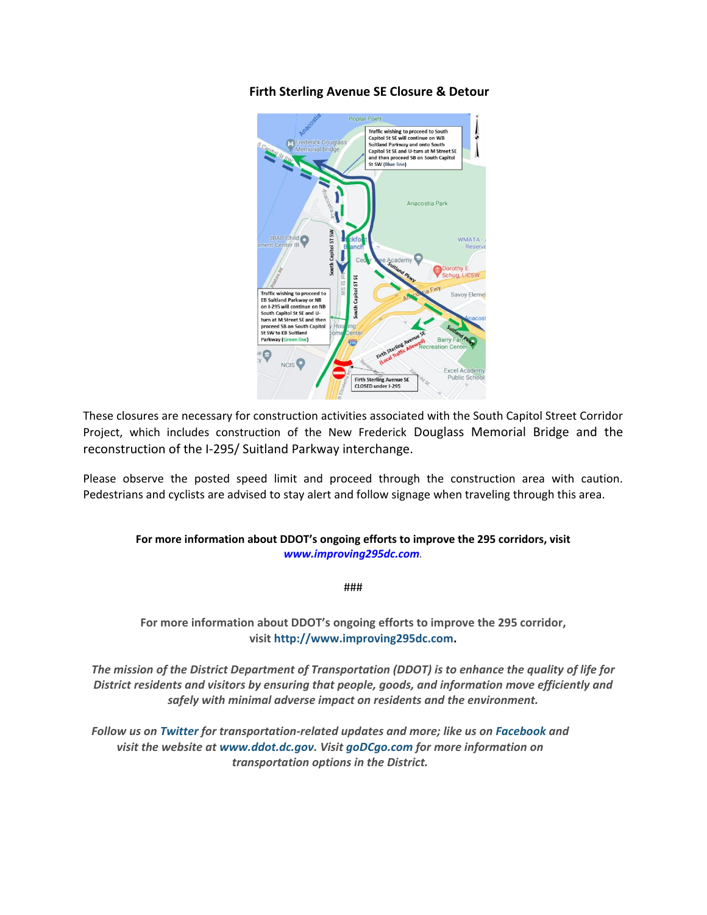**Firth Sterling Avenue SE Closure & Detour**

These closures are necessary for construction activities associated with the South Capitol Street Corridor Project, which includes construction of the New Frederick Douglass Memorial Bridge and the reconstruction of the I-295/ Suitland Parkway interchange.

Please observe the posted speed limit and proceed through the construction area with caution. Pedestrians and cyclists are advised to stay alert and follow signage when traveling through this area.

**For more information about DDOT's ongoing efforts to improve the 295 corridors, visit** ***www.improving295dc.com***.

###

**For more information about DDOT's ongoing efforts to improve the 295 corridor, visit http://www.improving295dc.com.**

***The mission of the District Department of Transportation (DDOT) is to enhance the quality of life for District residents and visitors by ensuring that people, goods, and information move efficiently and safely with minimal adverse impact on residents and the environment.***

***Follow us on Twitter for transportation-related updates and more; like us on Facebook and visit the website at www.ddot.dc.gov. Visit goDCgo.com for more information on transportation options in the District.***